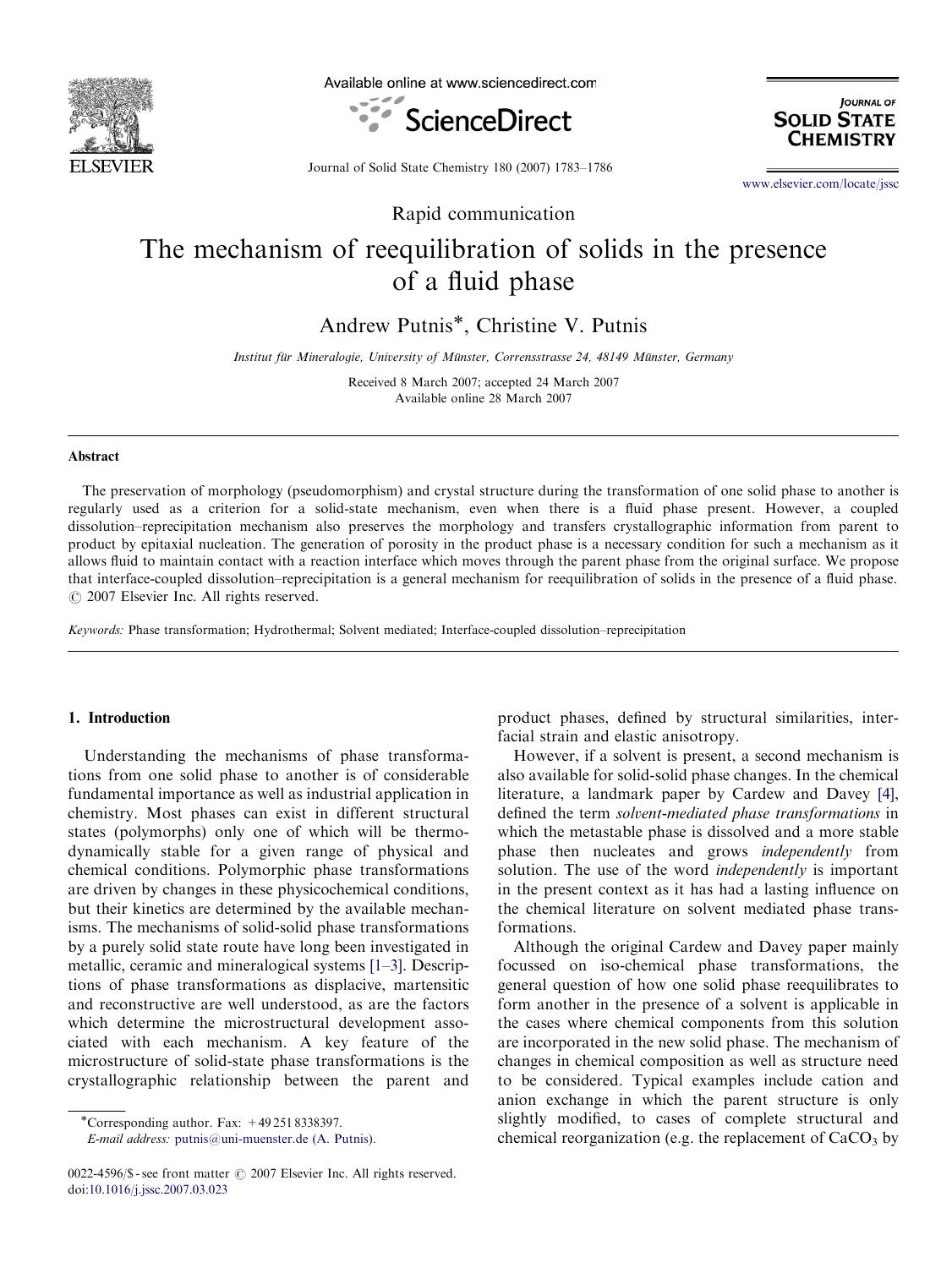Rapid communication

# The mechanism of reequilibration of solids in the presence of a fluid phase

Andrew Putnis*, Christine V. Putnis

*Institut für Mineralogie, University of Münster, Corrensstrasse 24, 48149 Münster, Germany*

Received 8 March 2007; accepted 24 March 2007

Available online 28 March 2007

## Abstract

The preservation of morphology (pseudomorphism) and crystal structure during the transformation of one solid phase to another is regularly used as a criterion for a solid-state mechanism, even when there is a fluid phase present. However, a coupled dissolution–reprecipitation mechanism also preserves the morphology and transfers crystallographic information from parent to product by epitaxial nucleation. The generation of porosity in the product phase is a necessary condition for such a mechanism as it allows fluid to maintain contact with a reaction interface which moves through the parent phase from the original surface. We propose that interface-coupled dissolution–reprecipitation is a general mechanism for reequilibration of solids in the presence of a fluid phase.
© 2007 Elsevier Inc. All rights reserved.

*Keywords:* Phase transformation; Hydrothermal; Solvent mediated; Interface-coupled dissolution–reprecipitation

## 1. Introduction

Understanding the mechanisms of phase transformations from one solid phase to another is of considerable fundamental importance as well as industrial application in chemistry. Most phases can exist in different structural states (polymorphs) only one of which will be thermodynamically stable for a given range of physical and chemical conditions. Polymorphic phase transformations are driven by changes in these physicochemical conditions, but their kinetics are determined by the available mechanisms. The mechanisms of solid-solid phase transformations by a purely solid state route have long been investigated in metallic, ceramic and mineralogical systems [1–3]. Descriptions of phase transformations as displacive, martensitic and reconstructive are well understood, as are the factors which determine the microstructural development associated with each mechanism. A key feature of the microstructure of solid-state phase transformations is the crystallographic relationship between the parent and product phases, defined by structural similarities, interfacial strain and elastic anisotropy.

However, if a solvent is present, a second mechanism is also available for solid-solid phase changes. In the chemical literature, a landmark paper by Cardew and Davey [4], defined the term *solvent-mediated phase transformations* in which the metastable phase is dissolved and a more stable phase then nucleates and grows *independently* from solution. The use of the word *independently* is important in the present context as it has had a lasting influence on the chemical literature on solvent mediated phase transformations.

Although the original Cardew and Davey paper mainly focussed on iso-chemical phase transformations, the general question of how one solid phase reequilibrates to form another in the presence of a solvent is applicable in the cases where chemical components from this solution are incorporated in the new solid phase. The mechanism of changes in chemical composition as well as structure need to be considered. Typical examples include cation and anion exchange in which the parent structure is only slightly modified, to cases of complete structural and chemical reorganization (e.g. the replacement of $CaCO_3$ by

*Corresponding author. Fax: +49 251 8338397.
*E-mail address:* putnis@uni-muenster.de (A. Putnis).

0022-4596/$ - see front matter © 2007 Elsevier Inc. All rights reserved.
doi:10.1016/j.jssc.2007.03.023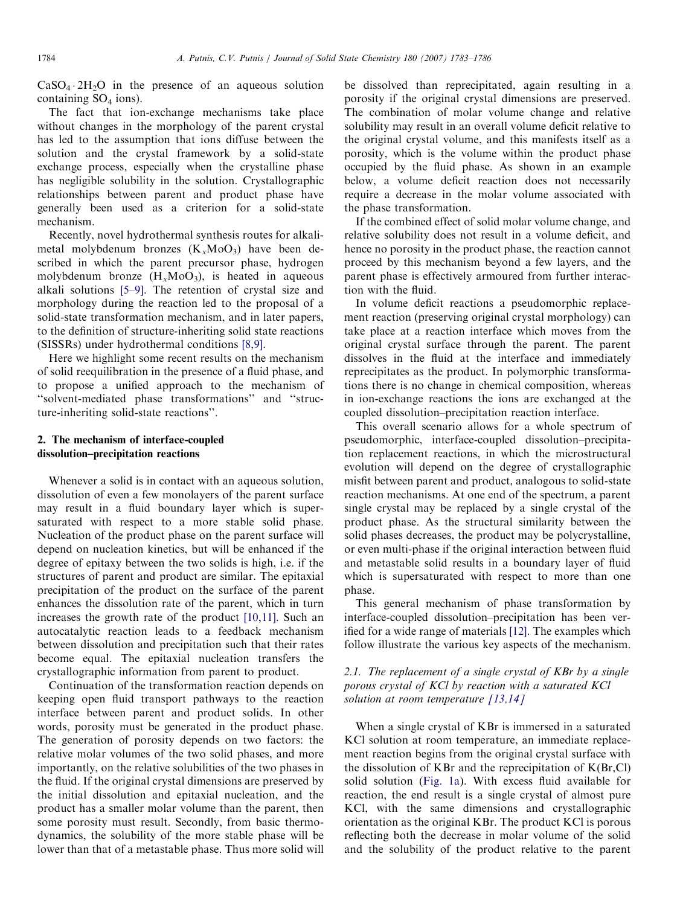$CaSO_4 \cdot 2H_2O$ in the presence of an aqueous solution containing $SO_4$ ions).

The fact that ion-exchange mechanisms take place without changes in the morphology of the parent crystal has led to the assumption that ions diffuse between the solution and the crystal framework by a solid-state exchange process, especially when the crystalline phase has negligible solubility in the solution. Crystallographic relationships between parent and product phase have generally been used as a criterion for a solid-state mechanism.

Recently, novel hydrothermal synthesis routes for alkali-metal molybdenum bronzes ($K_xMoO_3$) have been described in which the parent precursor phase, hydrogen molybdenum bronze ($H_xMoO_3$), is heated in aqueous alkali solutions [5–9]. The retention of crystal size and morphology during the reaction led to the proposal of a solid-state transformation mechanism, and in later papers, to the definition of structure-inheriting solid state reactions (SISSRs) under hydrothermal conditions [8,9].

Here we highlight some recent results on the mechanism of solid reequilibration in the presence of a fluid phase, and to propose a unified approach to the mechanism of "solvent-mediated phase transformations" and "structure-inheriting solid-state reactions".

## 2. The mechanism of interface-coupled dissolution–precipitation reactions

Whenever a solid is in contact with an aqueous solution, dissolution of even a few monolayers of the parent surface may result in a fluid boundary layer which is supersaturated with respect to a more stable solid phase. Nucleation of the product phase on the parent surface will depend on nucleation kinetics, but will be enhanced if the degree of epitaxy between the two solids is high, i.e. if the structures of parent and product are similar. The epitaxial precipitation of the product on the surface of the parent enhances the dissolution rate of the parent, which in turn increases the growth rate of the product [10,11]. Such an autocatalytic reaction leads to a feedback mechanism between dissolution and precipitation such that their rates become equal. The epitaxial nucleation transfers the crystallographic information from parent to product.

Continuation of the transformation reaction depends on keeping open fluid transport pathways to the reaction interface between parent and product solids. In other words, porosity must be generated in the product phase. The generation of porosity depends on two factors: the relative molar volumes of the two solid phases, and more importantly, on the relative solubilities of the two phases in the fluid. If the original crystal dimensions are preserved by the initial dissolution and epitaxial nucleation, and the product has a smaller molar volume than the parent, then some porosity must result. Secondly, from basic thermodynamics, the solubility of the more stable phase will be lower than that of a metastable phase. Thus more solid will be dissolved than reprecipitated, again resulting in a porosity if the original crystal dimensions are preserved. The combination of molar volume change and relative solubility may result in an overall volume deficit relative to the original crystal volume, and this manifests itself as a porosity, which is the volume within the product phase occupied by the fluid phase. As shown in an example below, a volume deficit reaction does not necessarily require a decrease in the molar volume associated with the phase transformation.

If the combined effect of solid molar volume change, and relative solubility does not result in a volume deficit, and hence no porosity in the product phase, the reaction cannot proceed by this mechanism beyond a few layers, and the parent phase is effectively armoured from further interaction with the fluid.

In volume deficit reactions a pseudomorphic replacement reaction (preserving original crystal morphology) can take place at a reaction interface which moves from the original crystal surface through the parent. The parent dissolves in the fluid at the interface and immediately reprecipitates as the product. In polymorphic transformations there is no change in chemical composition, whereas in ion-exchange reactions the ions are exchanged at the coupled dissolution–precipitation reaction interface.

This overall scenario allows for a whole spectrum of pseudomorphic, interface-coupled dissolution–precipitation replacement reactions, in which the microstructural evolution will depend on the degree of crystallographic misfit between parent and product, analogous to solid-state reaction mechanisms. At one end of the spectrum, a parent single crystal may be replaced by a single crystal of the product phase. As the structural similarity between the solid phases decreases, the product may be polycrystalline, or even multi-phase if the original interaction between fluid and metastable solid results in a boundary layer of fluid which is supersaturated with respect to more than one phase.

This general mechanism of phase transformation by interface-coupled dissolution–precipitation has been verified for a wide range of materials [12]. The examples which follow illustrate the various key aspects of the mechanism.

### 2.1. The replacement of a single crystal of KBr by a single porous crystal of KCl by reaction with a saturated KCl solution at room temperature [13,14]

When a single crystal of KBr is immersed in a saturated KCl solution at room temperature, an immediate replacement reaction begins from the original crystal surface with the dissolution of KBr and the reprecipitation of K(Br,Cl) solid solution (Fig. 1a). With excess fluid available for reaction, the end result is a single crystal of almost pure KCl, with the same dimensions and crystallographic orientation as the original KBr. The product KCl is porous reflecting both the decrease in molar volume of the solid and the solubility of the product relative to the parent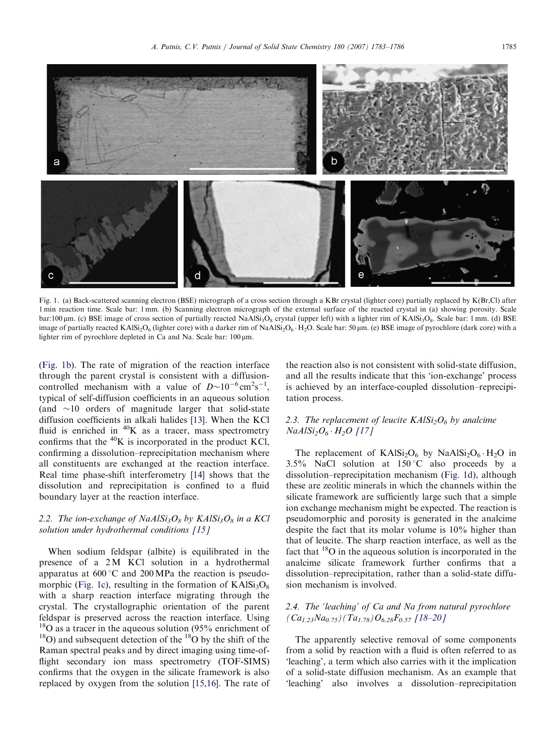Fig. 1. (a) Back-scattered scanning electron (BSE) micrograph of a cross section through a KBr crystal (lighter core) partially replaced by K(Br,Cl) after 1 min reaction time. Scale bar: 1 mm. (b) Scanning electron micrograph of the external surface of the reacted crystal in (a) showing porosity. Scale bar: 100 μm. (c) BSE image of cross section of partially reacted $NaAlSi_3O_8$ crystal (upper left) with a lighter rim of $KAlSi_3O_8$. Scale bar: 1 mm. (d) BSE image of partially reacted $KAlSi_2O_6$ (lighter core) with a darker rim of $NaAlSi_2O_6 \cdot H_2O$. Scale bar: 50 μm. (e) BSE image of pyrochlore (dark core) with a lighter rim of pyrochlore depleted in Ca and Na. Scale bar: 100 μm.

(Fig. 1b). The rate of migration of the reaction interface through the parent crystal is consistent with a diffusion-controlled mechanism with a value of $D \sim 10^{-6}\,cm^2 s^{-1}$, typical of self-diffusion coefficients in an aqueous solution (and ~10 orders of magnitude larger that solid-state diffusion coefficients in alkali halides [13]. When the KCl fluid is enriched in $^{40}K$ as a tracer, mass spectrometry confirms that the $^{40}K$ is incorporated in the product KCl, confirming a dissolution–reprecipitation mechanism where all constituents are exchanged at the reaction interface. Real time phase-shift interferometry [14] shows that the dissolution and reprecipitation is confined to a fluid boundary layer at the reaction interface.

### 2.2. The ion-exchange of $NaAlSi_3O_8$ by $KAlSi_3O_8$ in a KCl solution under hydrothermal conditions [15]

When sodium feldspar (albite) is equilibrated in the presence of a 2 M KCl solution in a hydrothermal apparatus at 600 °C and 200 MPa the reaction is pseudomorphic (Fig. 1c), resulting in the formation of $KAlSi_3O_8$ with a sharp reaction interface migrating through the crystal. The crystallographic orientation of the parent feldspar is preserved across the reaction interface. Using $^{18}O$ as a tracer in the aqueous solution (95% enrichment of $^{18}O$) and subsequent detection of the $^{18}O$ by the shift of the Raman spectral peaks and by direct imaging using time-of-flight secondary ion mass spectrometry (TOF-SIMS) confirms that the oxygen in the silicate framework is also replaced by oxygen from the solution [15,16]. The rate of the reaction also is not consistent with solid-state diffusion, and all the results indicate that this 'ion-exchange' process is achieved by an interface-coupled dissolution–reprecipitation process.

### 2.3. The replacement of leucite $KAlSi_2O_6$ by analcime $NaAlSi_2O_6 \cdot H_2O$ [17]

The replacement of $KAlSi_2O_6$ by $NaAlSi_2O_6 \cdot H_2O$ in 3.5% NaCl solution at 150 °C also proceeds by a dissolution–reprecipitation mechanism (Fig. 1d), although these are zeolitic minerals in which the channels within the silicate framework are sufficiently large such that a simple ion exchange mechanism might be expected. The reaction is pseudomorphic and porosity is generated in the analcime despite the fact that its molar volume is 10% higher than that of leucite. The sharp reaction interface, as well as the fact that $^{18}O$ in the aqueous solution is incorporated in the analcime silicate framework further confirms that a dissolution–reprecipitation, rather than a solid-state diffusion mechanism is involved.

### 2.4. The 'leaching' of Ca and Na from natural pyrochlore $(Ca_{1.23}Na_{0.75})(Ta_{1.78})O_{6.28}F_{0.57}$ [18–20]

The apparently selective removal of some components from a solid by reaction with a fluid is often referred to as 'leaching', a term which also carries with it the implication of a solid-state diffusion mechanism. As an example that 'leaching' also involves a dissolution–reprecipitation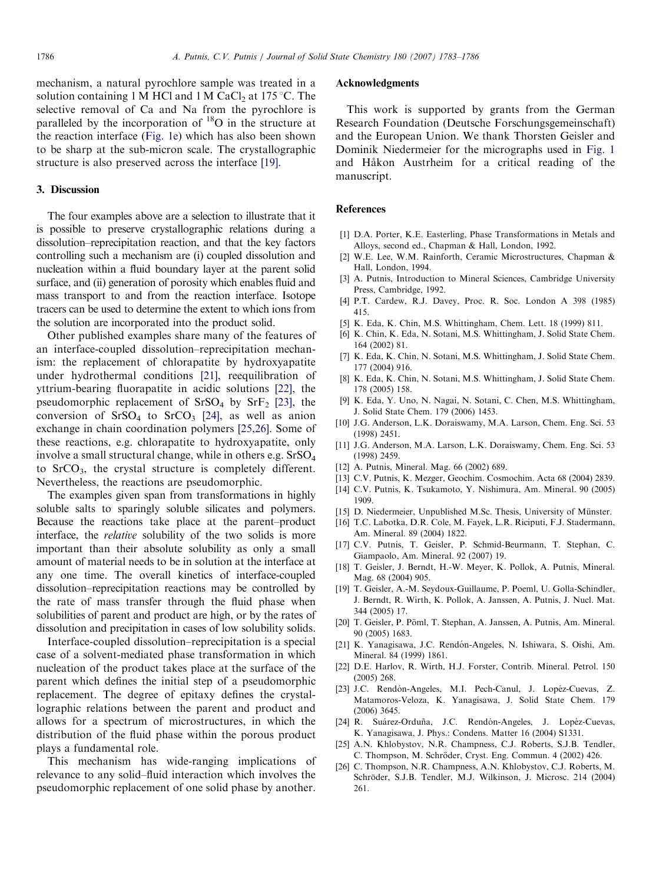mechanism, a natural pyrochlore sample was treated in a solution containing 1 M HCl and 1 M $CaCl_2$ at 175 °C. The selective removal of Ca and Na from the pyrochlore is paralleled by the incorporation of $^{18}O$ in the structure at the reaction interface (Fig. 1e) which has also been shown to be sharp at the sub-micron scale. The crystallographic structure is also preserved across the interface [19].

## 3. Discussion

The four examples above are a selection to illustrate that it is possible to preserve crystallographic relations during a dissolution–reprecipitation reaction, and that the key factors controlling such a mechanism are (i) coupled dissolution and nucleation within a fluid boundary layer at the parent solid surface, and (ii) generation of porosity which enables fluid and mass transport to and from the reaction interface. Isotope tracers can be used to determine the extent to which ions from the solution are incorporated into the product solid.

Other published examples share many of the features of an interface-coupled dissolution–reprecipitation mechanism: the replacement of chlorapatite by hydroxyapatite under hydrothermal conditions [21], reequilibration of yttrium-bearing fluorapatite in acidic solutions [22], the pseudomorphic replacement of $SrSO_4$ by $SrF_2$ [23], the conversion of $SrSO_4$ to $SrCO_3$ [24], as well as anion exchange in chain coordination polymers [25,26]. Some of these reactions, e.g. chlorapatite to hydroxyapatite, only involve a small structural change, while in others e.g. $SrSO_4$ to $SrCO_3$, the crystal structure is completely different. Nevertheless, the reactions are pseudomorphic.

The examples given span from transformations in highly soluble salts to sparingly soluble silicates and polymers. Because the reactions take place at the parent–product interface, the *relative* solubility of the two solids is more important than their absolute solubility as only a small amount of material needs to be in solution at the interface at any one time. The overall kinetics of interface-coupled dissolution–reprecipitation reactions may be controlled by the rate of mass transfer through the fluid phase when solubilities of parent and product are high, or by the rates of dissolution and precipitation in cases of low solubility solids.

Interface-coupled dissolution–reprecipitation is a special case of a solvent-mediated phase transformation in which nucleation of the product takes place at the surface of the parent which defines the initial step of a pseudomorphic replacement. The degree of epitaxy defines the crystallographic relations between the parent and product and allows for a spectrum of microstructures, in which the distribution of the fluid phase within the porous product plays a fundamental role.

This mechanism has wide-ranging implications of relevance to any solid–fluid interaction which involves the pseudomorphic replacement of one solid phase by another.

## Acknowledgments

This work is supported by grants from the German Research Foundation (Deutsche Forschungsgemeinschaft) and the European Union. We thank Thorsten Geisler and Dominik Niedermeier for the micrographs used in Fig. 1 and Håkon Austrheim for a critical reading of the manuscript.

## References

[1] D.A. Porter, K.E. Easterling, Phase Transformations in Metals and Alloys, second ed., Chapman & Hall, London, 1992.
[2] W.E. Lee, W.M. Rainforth, Ceramic Microstructures, Chapman & Hall, London, 1994.
[3] A. Putnis, Introduction to Mineral Sciences, Cambridge University Press, Cambridge, 1992.
[4] P.T. Cardew, R.J. Davey, Proc. R. Soc. London A 398 (1985) 415.
[5] K. Eda, K. Chin, M.S. Whittingham, Chem. Lett. 18 (1999) 811.
[6] K. Chin, K. Eda, N. Sotani, M.S. Whittingham, J. Solid State Chem. 164 (2002) 81.
[7] K. Eda, K. Chin, N. Sotani, M.S. Whittingham, J. Solid State Chem. 177 (2004) 916.
[8] K. Eda, K. Chin, N. Sotani, M.S. Whittingham, J. Solid State Chem. 178 (2005) 158.
[9] K. Eda, Y. Uno, N. Nagai, N. Sotani, C. Chen, M.S. Whittingham, J. Solid State Chem. 179 (2006) 1453.
[10] J.G. Anderson, L.K. Doraiswamy, M.A. Larson, Chem. Eng. Sci. 53 (1998) 2451.
[11] J.G. Anderson, M.A. Larson, L.K. Doraiswamy, Chem. Eng. Sci. 53 (1998) 2459.
[12] A. Putnis, Mineral. Mag. 66 (2002) 689.
[13] C.V. Putnis, K. Mezger, Geochim. Cosmochim. Acta 68 (2004) 2839.
[14] C.V. Putnis, K. Tsukamoto, Y. Nishimura, Am. Mineral. 90 (2005) 1909.
[15] D. Niedermeier, Unpublished M.Sc. Thesis, University of Münster.
[16] T.C. Labotka, D.R. Cole, M. Fayek, L.R. Riciputi, F.J. Stadermann, Am. Mineral. 89 (2004) 1822.
[17] C.V. Putnis, T. Geisler, P. Schmid-Beurmann, T. Stephan, C. Giampaolo, Am. Mineral. 92 (2007) 19.
[18] T. Geisler, J. Berndt, H.-W. Meyer, K. Pollok, A. Putnis, Mineral. Mag. 68 (2004) 905.
[19] T. Geisler, A.-M. Seydoux-Guillaume, P. Poeml, U. Golla-Schindler, J. Berndt, R. Wirth, K. Pollok, A. Janssen, A. Putnis, J. Nucl. Mat. 344 (2005) 17.
[20] T. Geisler, P. Pöml, T. Stephan, A. Janssen, A. Putnis, Am. Mineral. 90 (2005) 1683.
[21] K. Yanagisawa, J.C. Rendón-Angeles, N. Ishiwara, S. Oishi, Am. Mineral. 84 (1999) 1861.
[22] D.E. Harlov, R. Wirth, H.J. Forster, Contrib. Mineral. Petrol. 150 (2005) 268.
[23] J.C. Rendón-Angeles, M.I. Pech-Canul, J. Lopéz-Cuevas, Z. Matamoros-Veloza, K. Yanagisawa, J. Solid State Chem. 179 (2006) 3645.
[24] R. Suárez-Orduña, J.C. Rendón-Angeles, J. Lopéz-Cuevas, K. Yanagisawa, J. Phys.: Condens. Matter 16 (2004) S1331.
[25] A.N. Khlobystov, N.R. Champness, C.J. Roberts, S.J.B. Tendler, C. Thompson, M. Schröder, Cryst. Eng. Commun. 4 (2002) 426.
[26] C. Thompson, N.R. Champness, A.N. Khlobystov, C.J. Roberts, M. Schröder, S.J.B. Tendler, M.J. Wilkinson, J. Microsc. 214 (2004) 261.